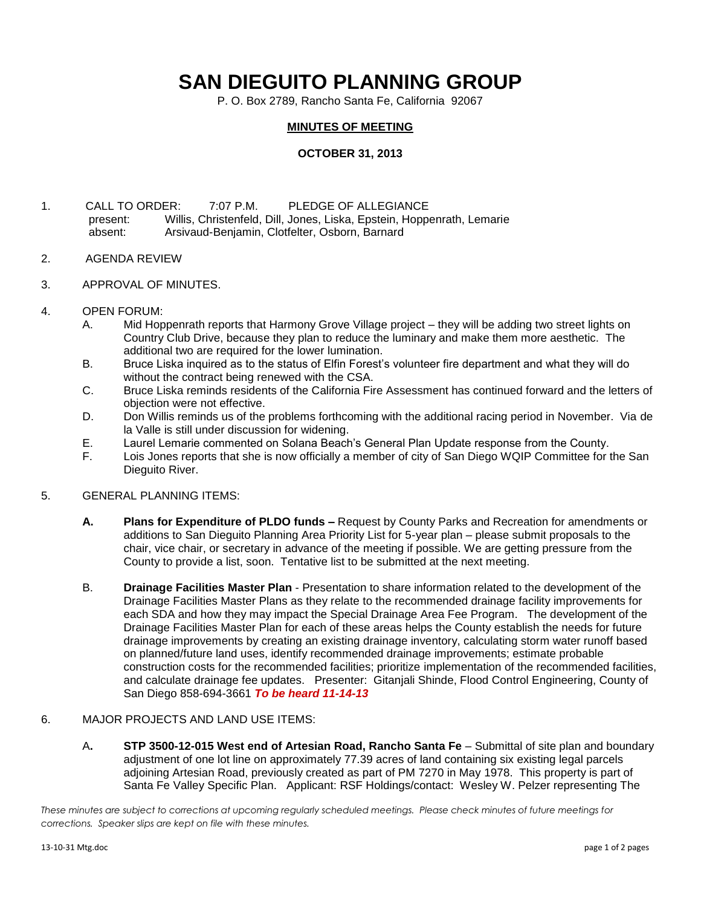# SAN DIEGUITO PLANNING GROUP

P. O. Box 2789, Rancho Santa Fe, California 92067

**MINUTES OF MEETING**

**OCTOBER 31, 2013**

1. CALL TO ORDER: 7:07 P.M. PLEDGE OF ALLEGIANCE
   present: Willis, Christenfeld, Dill, Jones, Liska, Epstein, Hoppenrath, Lemarie
   absent: Arsivaud-Benjamin, Clotfelter, Osborn, Barnard

2. AGENDA REVIEW

3. APPROVAL OF MINUTES.

4. OPEN FORUM:
   - A. Mid Hoppenrath reports that Harmony Grove Village project – they will be adding two street lights on Country Club Drive, because they plan to reduce the luminary and make them more aesthetic. The additional two are required for the lower lumination.
   - B. Bruce Liska inquired as to the status of Elfin Forest's volunteer fire department and what they will do without the contract being renewed with the CSA.
   - C. Bruce Liska reminds residents of the California Fire Assessment has continued forward and the letters of objection were not effective.
   - D. Don Willis reminds us of the problems forthcoming with the additional racing period in November. Via de la Valle is still under discussion for widening.
   - E. Laurel Lemarie commented on Solana Beach's General Plan Update response from the County.
   - F. Lois Jones reports that she is now officially a member of city of San Diego WQIP Committee for the San Dieguito River.

5. GENERAL PLANNING ITEMS:
   - **A. Plans for Expenditure of PLDO funds –** Request by County Parks and Recreation for amendments or additions to San Dieguito Planning Area Priority List for 5-year plan – please submit proposals to the chair, vice chair, or secretary in advance of the meeting if possible. We are getting pressure from the County to provide a list, soon. Tentative list to be submitted at the next meeting.
   - B. **Drainage Facilities Master Plan** - Presentation to share information related to the development of the Drainage Facilities Master Plans as they relate to the recommended drainage facility improvements for each SDA and how they may impact the Special Drainage Area Fee Program. The development of the Drainage Facilities Master Plan for each of these areas helps the County establish the needs for future drainage improvements by creating an existing drainage inventory, calculating storm water runoff based on planned/future land uses, identify recommended drainage improvements; estimate probable construction costs for the recommended facilities; prioritize implementation of the recommended facilities, and calculate drainage fee updates. Presenter: Gitanjali Shinde, Flood Control Engineering, County of San Diego 858-694-3661 ***To be heard 11-14-13***

6. MAJOR PROJECTS AND LAND USE ITEMS:
   - A**. STP 3500-12-015 West end of Artesian Road, Rancho Santa Fe** – Submittal of site plan and boundary adjustment of one lot line on approximately 77.39 acres of land containing six existing legal parcels adjoining Artesian Road, previously created as part of PM 7270 in May 1978. This property is part of Santa Fe Valley Specific Plan. Applicant: RSF Holdings/contact: Wesley W. Pelzer representing The

*These minutes are subject to corrections at upcoming regularly scheduled meetings. Please check minutes of future meetings for corrections. Speaker slips are kept on file with these minutes.*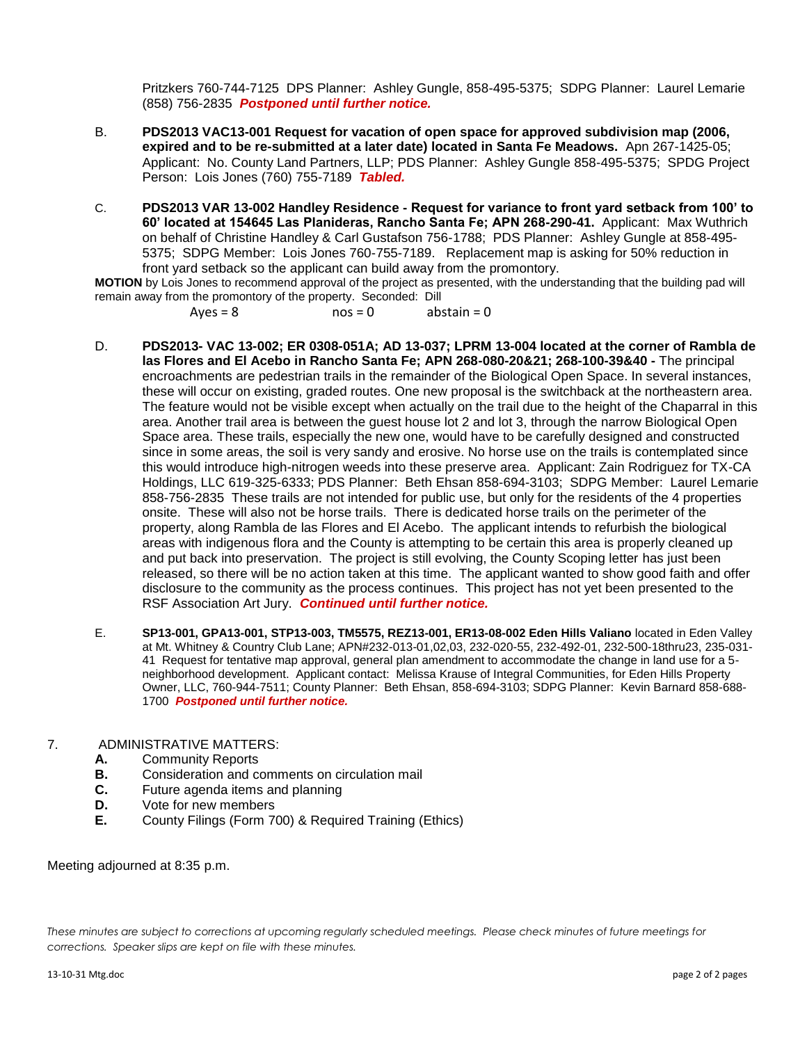Pritzkers 760-744-7125 DPS Planner: Ashley Gungle, 858-495-5375; SDPG Planner: Laurel Lemarie (858) 756-2835 ***Postponed until further notice.***

B. **PDS2013 VAC13-001 Request for vacation of open space for approved subdivision map (2006, expired and to be re-submitted at a later date) located in Santa Fe Meadows.** Apn 267-1425-05; Applicant: No. County Land Partners, LLP; PDS Planner: Ashley Gungle 858-495-5375; SPDG Project Person: Lois Jones (760) 755-7189 ***Tabled.***

C. **PDS2013 VAR 13-002 Handley Residence - Request for variance to front yard setback from 100' to 60' located at 154645 Las Planideras, Rancho Santa Fe; APN 268-290-41.** Applicant: Max Wuthrich on behalf of Christine Handley & Carl Gustafson 756-1788; PDS Planner: Ashley Gungle at 858-495-5375; SDPG Member: Lois Jones 760-755-7189. Replacement map is asking for 50% reduction in front yard setback so the applicant can build away from the promontory.

**MOTION** by Lois Jones to recommend approval of the project as presented, with the understanding that the building pad will remain away from the promontory of the property. Seconded: Dill

Ayes = 8 nos = 0 abstain = 0

D. **PDS2013- VAC 13-002; ER 0308-051A; AD 13-037; LPRM 13-004 located at the corner of Rambla de las Flores and El Acebo in Rancho Santa Fe; APN 268-080-20&21; 268-100-39&40 -** The principal encroachments are pedestrian trails in the remainder of the Biological Open Space. In several instances, these will occur on existing, graded routes. One new proposal is the switchback at the northeastern area. The feature would not be visible except when actually on the trail due to the height of the Chaparral in this area. Another trail area is between the guest house lot 2 and lot 3, through the narrow Biological Open Space area. These trails, especially the new one, would have to be carefully designed and constructed since in some areas, the soil is very sandy and erosive. No horse use on the trails is contemplated since this would introduce high-nitrogen weeds into these preserve area. Applicant: Zain Rodriguez for TX-CA Holdings, LLC 619-325-6333; PDS Planner: Beth Ehsan 858-694-3103; SDPG Member: Laurel Lemarie 858-756-2835 These trails are not intended for public use, but only for the residents of the 4 properties onsite. These will also not be horse trails. There is dedicated horse trails on the perimeter of the property, along Rambla de las Flores and El Acebo. The applicant intends to refurbish the biological areas with indigenous flora and the County is attempting to be certain this area is properly cleaned up and put back into preservation. The project is still evolving, the County Scoping letter has just been released, so there will be no action taken at this time. The applicant wanted to show good faith and offer disclosure to the community as the process continues. This project has not yet been presented to the RSF Association Art Jury. ***Continued until further notice.***

E. **SP13-001, GPA13-001, STP13-003, TM5575, REZ13-001, ER13-08-002 Eden Hills Valiano** located in Eden Valley at Mt. Whitney & Country Club Lane; APN#232-013-01,02,03, 232-020-55, 232-492-01, 232-500-18thru23, 235-031-41 Request for tentative map approval, general plan amendment to accommodate the change in land use for a 5-neighborhood development. Applicant contact: Melissa Krause of Integral Communities, for Eden Hills Property Owner, LLC, 760-944-7511; County Planner: Beth Ehsan, 858-694-3103; SDPG Planner: Kevin Barnard 858-688-1700 ***Postponed until further notice.***

7. ADMINISTRATIVE MATTERS:
   **A.** Community Reports
   **B.** Consideration and comments on circulation mail
   **C.** Future agenda items and planning
   **D.** Vote for new members
   **E.** County Filings (Form 700) & Required Training (Ethics)

Meeting adjourned at 8:35 p.m.

*These minutes are subject to corrections at upcoming regularly scheduled meetings. Please check minutes of future meetings for corrections. Speaker slips are kept on file with these minutes.*

13-10-31 Mtg.doc